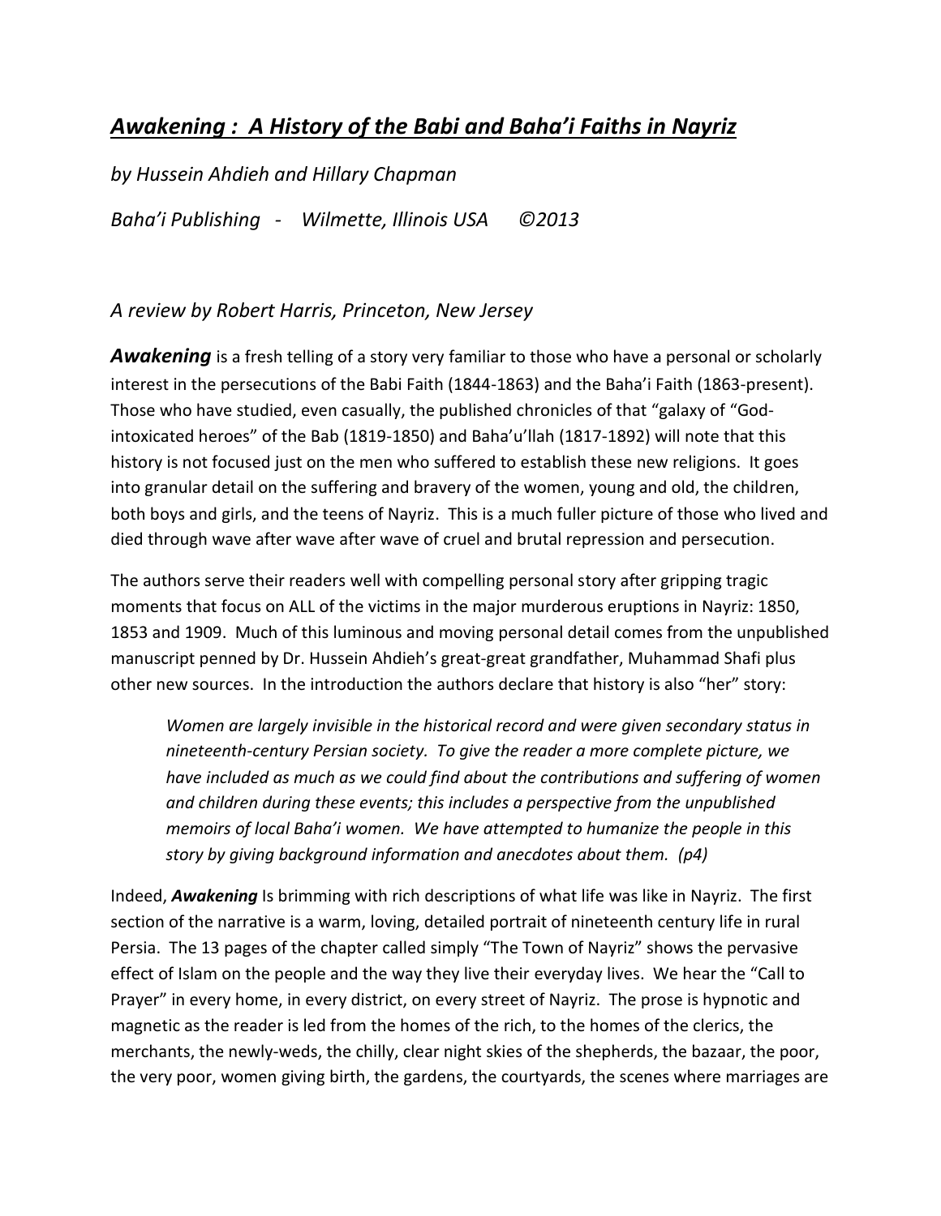# ***Awakening : A History of the Babi and Baha'i Faiths in Nayriz***

*by Hussein Ahdieh and Hillary Chapman*

*Baha'i Publishing - Wilmette, Illinois USA ©2013*

*A review by Robert Harris, Princeton, New Jersey*

***Awakening*** is a fresh telling of a story very familiar to those who have a personal or scholarly interest in the persecutions of the Babi Faith (1844-1863) and the Baha'i Faith (1863-present). Those who have studied, even casually, the published chronicles of that "galaxy of "God-intoxicated heroes" of the Bab (1819-1850) and Baha'u'llah (1817-1892) will note that this history is not focused just on the men who suffered to establish these new religions. It goes into granular detail on the suffering and bravery of the women, young and old, the children, both boys and girls, and the teens of Nayriz. This is a much fuller picture of those who lived and died through wave after wave after wave of cruel and brutal repression and persecution.

The authors serve their readers well with compelling personal story after gripping tragic moments that focus on ALL of the victims in the major murderous eruptions in Nayriz: 1850, 1853 and 1909. Much of this luminous and moving personal detail comes from the unpublished manuscript penned by Dr. Hussein Ahdieh's great-great grandfather, Muhammad Shafi plus other new sources. In the introduction the authors declare that history is also "her" story:

> *Women are largely invisible in the historical record and were given secondary status in nineteenth-century Persian society. To give the reader a more complete picture, we have included as much as we could find about the contributions and suffering of women and children during these events; this includes a perspective from the unpublished memoirs of local Baha'i women. We have attempted to humanize the people in this story by giving background information and anecdotes about them. (p4)*

Indeed, ***Awakening*** Is brimming with rich descriptions of what life was like in Nayriz. The first section of the narrative is a warm, loving, detailed portrait of nineteenth century life in rural Persia. The 13 pages of the chapter called simply "The Town of Nayriz" shows the pervasive effect of Islam on the people and the way they live their everyday lives. We hear the "Call to Prayer" in every home, in every district, on every street of Nayriz. The prose is hypnotic and magnetic as the reader is led from the homes of the rich, to the homes of the clerics, the merchants, the newly-weds, the chilly, clear night skies of the shepherds, the bazaar, the poor, the very poor, women giving birth, the gardens, the courtyards, the scenes where marriages are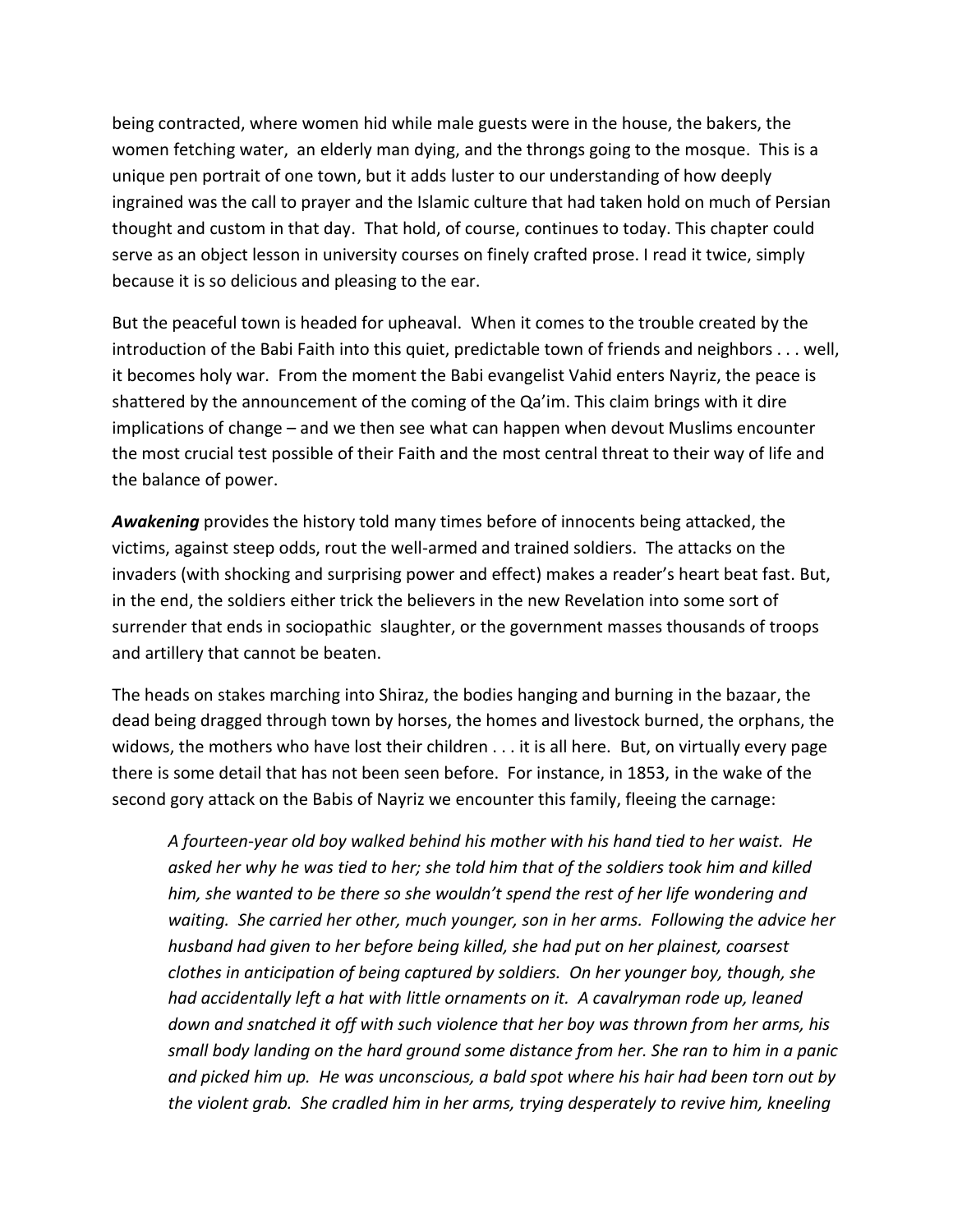being contracted, where women hid while male guests were in the house, the bakers, the women fetching water, an elderly man dying, and the throngs going to the mosque. This is a unique pen portrait of one town, but it adds luster to our understanding of how deeply ingrained was the call to prayer and the Islamic culture that had taken hold on much of Persian thought and custom in that day. That hold, of course, continues to today. This chapter could serve as an object lesson in university courses on finely crafted prose. I read it twice, simply because it is so delicious and pleasing to the ear.

But the peaceful town is headed for upheaval. When it comes to the trouble created by the introduction of the Babi Faith into this quiet, predictable town of friends and neighbors . . . well, it becomes holy war. From the moment the Babi evangelist Vahid enters Nayriz, the peace is shattered by the announcement of the coming of the Qa'im. This claim brings with it dire implications of change – and we then see what can happen when devout Muslims encounter the most crucial test possible of their Faith and the most central threat to their way of life and the balance of power.

***Awakening*** provides the history told many times before of innocents being attacked, the victims, against steep odds, rout the well-armed and trained soldiers. The attacks on the invaders (with shocking and surprising power and effect) makes a reader's heart beat fast. But, in the end, the soldiers either trick the believers in the new Revelation into some sort of surrender that ends in sociopathic slaughter, or the government masses thousands of troops and artillery that cannot be beaten.

The heads on stakes marching into Shiraz, the bodies hanging and burning in the bazaar, the dead being dragged through town by horses, the homes and livestock burned, the orphans, the widows, the mothers who have lost their children . . . it is all here. But, on virtually every page there is some detail that has not been seen before. For instance, in 1853, in the wake of the second gory attack on the Babis of Nayriz we encounter this family, fleeing the carnage:

> *A fourteen-year old boy walked behind his mother with his hand tied to her waist. He asked her why he was tied to her; she told him that of the soldiers took him and killed him, she wanted to be there so she wouldn't spend the rest of her life wondering and waiting. She carried her other, much younger, son in her arms. Following the advice her husband had given to her before being killed, she had put on her plainest, coarsest clothes in anticipation of being captured by soldiers. On her younger boy, though, she had accidentally left a hat with little ornaments on it. A cavalryman rode up, leaned down and snatched it off with such violence that her boy was thrown from her arms, his small body landing on the hard ground some distance from her. She ran to him in a panic and picked him up. He was unconscious, a bald spot where his hair had been torn out by the violent grab. She cradled him in her arms, trying desperately to revive him, kneeling*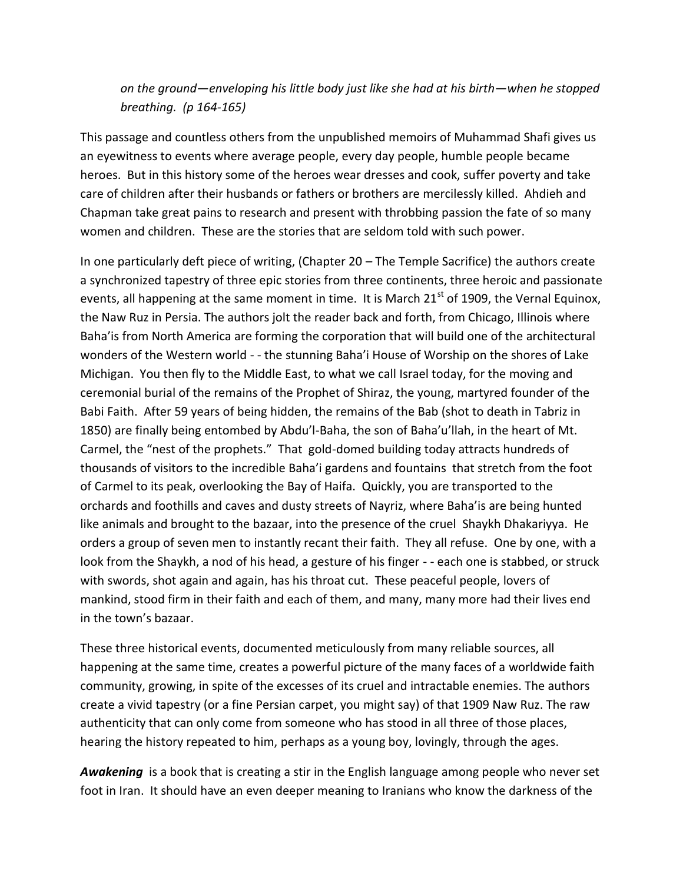*on the ground—enveloping his little body just like she had at his birth—when he stopped breathing. (p 164-165)*

This passage and countless others from the unpublished memoirs of Muhammad Shafi gives us an eyewitness to events where average people, every day people, humble people became heroes. But in this history some of the heroes wear dresses and cook, suffer poverty and take care of children after their husbands or fathers or brothers are mercilessly killed. Ahdieh and Chapman take great pains to research and present with throbbing passion the fate of so many women and children. These are the stories that are seldom told with such power.

In one particularly deft piece of writing, (Chapter 20 – The Temple Sacrifice) the authors create a synchronized tapestry of three epic stories from three continents, three heroic and passionate events, all happening at the same moment in time. It is March 21st of 1909, the Vernal Equinox, the Naw Ruz in Persia. The authors jolt the reader back and forth, from Chicago, Illinois where Baha'is from North America are forming the corporation that will build one of the architectural wonders of the Western world - - the stunning Baha'i House of Worship on the shores of Lake Michigan. You then fly to the Middle East, to what we call Israel today, for the moving and ceremonial burial of the remains of the Prophet of Shiraz, the young, martyred founder of the Babi Faith. After 59 years of being hidden, the remains of the Bab (shot to death in Tabriz in 1850) are finally being entombed by Abdu'l-Baha, the son of Baha'u'llah, in the heart of Mt. Carmel, the "nest of the prophets." That gold-domed building today attracts hundreds of thousands of visitors to the incredible Baha'i gardens and fountains that stretch from the foot of Carmel to its peak, overlooking the Bay of Haifa. Quickly, you are transported to the orchards and foothills and caves and dusty streets of Nayriz, where Baha'is are being hunted like animals and brought to the bazaar, into the presence of the cruel Shaykh Dhakariyya. He orders a group of seven men to instantly recant their faith. They all refuse. One by one, with a look from the Shaykh, a nod of his head, a gesture of his finger - - each one is stabbed, or struck with swords, shot again and again, has his throat cut. These peaceful people, lovers of mankind, stood firm in their faith and each of them, and many, many more had their lives end in the town's bazaar.

These three historical events, documented meticulously from many reliable sources, all happening at the same time, creates a powerful picture of the many faces of a worldwide faith community, growing, in spite of the excesses of its cruel and intractable enemies. The authors create a vivid tapestry (or a fine Persian carpet, you might say) of that 1909 Naw Ruz. The raw authenticity that can only come from someone who has stood in all three of those places, hearing the history repeated to him, perhaps as a young boy, lovingly, through the ages.

***Awakening*** is a book that is creating a stir in the English language among people who never set foot in Iran. It should have an even deeper meaning to Iranians who know the darkness of the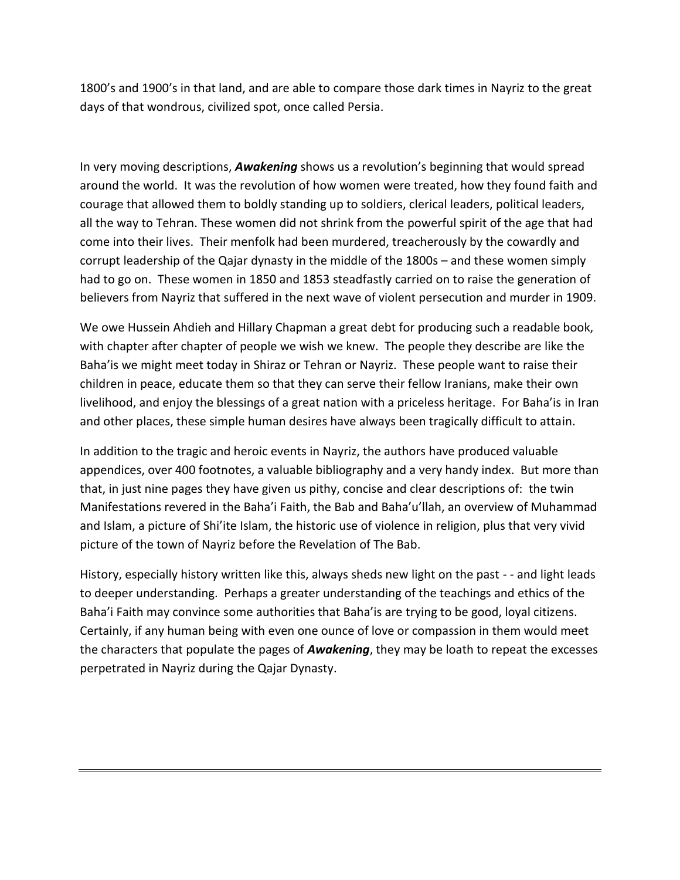1800's and 1900's in that land, and are able to compare those dark times in Nayriz to the great days of that wondrous, civilized spot, once called Persia.

In very moving descriptions, ***Awakening*** shows us a revolution's beginning that would spread around the world. It was the revolution of how women were treated, how they found faith and courage that allowed them to boldly standing up to soldiers, clerical leaders, political leaders, all the way to Tehran. These women did not shrink from the powerful spirit of the age that had come into their lives. Their menfolk had been murdered, treacherously by the cowardly and corrupt leadership of the Qajar dynasty in the middle of the 1800s – and these women simply had to go on. These women in 1850 and 1853 steadfastly carried on to raise the generation of believers from Nayriz that suffered in the next wave of violent persecution and murder in 1909.

We owe Hussein Ahdieh and Hillary Chapman a great debt for producing such a readable book, with chapter after chapter of people we wish we knew. The people they describe are like the Baha'is we might meet today in Shiraz or Tehran or Nayriz. These people want to raise their children in peace, educate them so that they can serve their fellow Iranians, make their own livelihood, and enjoy the blessings of a great nation with a priceless heritage. For Baha'is in Iran and other places, these simple human desires have always been tragically difficult to attain.

In addition to the tragic and heroic events in Nayriz, the authors have produced valuable appendices, over 400 footnotes, a valuable bibliography and a very handy index. But more than that, in just nine pages they have given us pithy, concise and clear descriptions of: the twin Manifestations revered in the Baha'i Faith, the Bab and Baha'u'llah, an overview of Muhammad and Islam, a picture of Shi'ite Islam, the historic use of violence in religion, plus that very vivid picture of the town of Nayriz before the Revelation of The Bab.

History, especially history written like this, always sheds new light on the past - - and light leads to deeper understanding. Perhaps a greater understanding of the teachings and ethics of the Baha'i Faith may convince some authorities that Baha'is are trying to be good, loyal citizens. Certainly, if any human being with even one ounce of love or compassion in them would meet the characters that populate the pages of ***Awakening***, they may be loath to repeat the excesses perpetrated in Nayriz during the Qajar Dynasty.